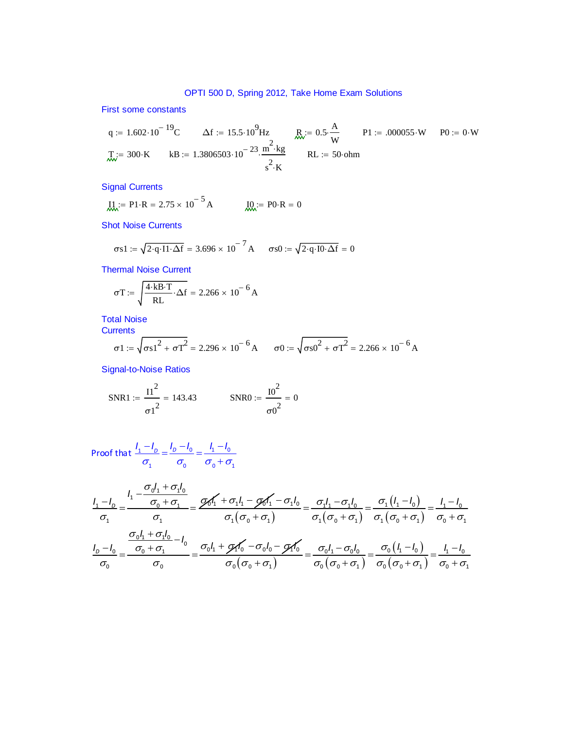# OPTI 500 D, Spring 2012, Take Home Exam Solutions

First some constants

$q := 1.602 \cdot 10^{-19} C \qquad \Delta f := 15.5 \cdot 10^{9} Hz \qquad R := 0.5 \cdot \frac{A}{W} \qquad P1 := .000055 \cdot W \qquad P0 := 0 \cdot W$

$T := 300 \cdot K \qquad kB := 1.3806503 \cdot 10^{-23} \cdot \frac{m^2 \cdot kg}{s^2 \cdot K} \qquad RL := 50 \cdot ohm$

Signal Currents

$I1 := P1 \cdot R = 2.75 \times 10^{-5} A \qquad I0 := P0 \cdot R = 0$

Shot Noise Currents

$\sigma s1 := \sqrt{2 \cdot q \cdot I1 \cdot \Delta f} = 3.696 \times 10^{-7} A \qquad \sigma s0 := \sqrt{2 \cdot q \cdot I0 \cdot \Delta f} = 0$

Thermal Noise Current

$\sigma T := \sqrt{\frac{4 \cdot kB \cdot T}{RL} \cdot \Delta f} = 2.266 \times 10^{-6} A$

Total Noise Currents

$\sigma 1 := \sqrt{\sigma s1^2 + \sigma T^2} = 2.296 \times 10^{-6} A \qquad \sigma 0 := \sqrt{\sigma s0^2 + \sigma T^2} = 2.266 \times 10^{-6} A$

Signal-to-Noise Ratios

$SNR1 := \frac{I1^2}{\sigma 1^2} = 143.43 \qquad SNR0 := \frac{I0^2}{\sigma 0^2} = 0$

Proof that $\frac{I_1 - I_D}{\sigma_1} = \frac{I_D - I_0}{\sigma_0} = \frac{I_1 - I_0}{\sigma_0 + \sigma_1}$

$$\frac{I_1 - I_D}{\sigma_1} = \frac{I_1 - \frac{\sigma_0 I_1 + \sigma_1 I_0}{\sigma_0 + \sigma_1}}{\sigma_1} = \frac{\cancel{\sigma_0 I_1} + \sigma_1 I_1 - \cancel{\sigma_0 I_1} - \sigma_1 I_0}{\sigma_1(\sigma_0 + \sigma_1)} = \frac{\sigma_1 I_1 - \sigma_1 I_0}{\sigma_1(\sigma_0 + \sigma_1)} = \frac{\sigma_1 (I_1 - I_0)}{\sigma_1(\sigma_0 + \sigma_1)} = \frac{I_1 - I_0}{\sigma_0 + \sigma_1}$$

$$\frac{I_D - I_0}{\sigma_0} = \frac{\frac{\sigma_0 I_1 + \sigma_1 I_0}{\sigma_0 + \sigma_1} - I_0}{\sigma_0} = \frac{\sigma_0 I_1 + \cancel{\sigma_1 I_0} - \sigma_0 I_0 - \cancel{\sigma_1 I_0}}{\sigma_0(\sigma_0 + \sigma_1)} = \frac{\sigma_0 I_1 - \sigma_0 I_0}{\sigma_0(\sigma_0 + \sigma_1)} = \frac{\sigma_0 (I_1 - I_0)}{\sigma_0(\sigma_0 + \sigma_1)} = \frac{I_1 - I_0}{\sigma_0 + \sigma_1}$$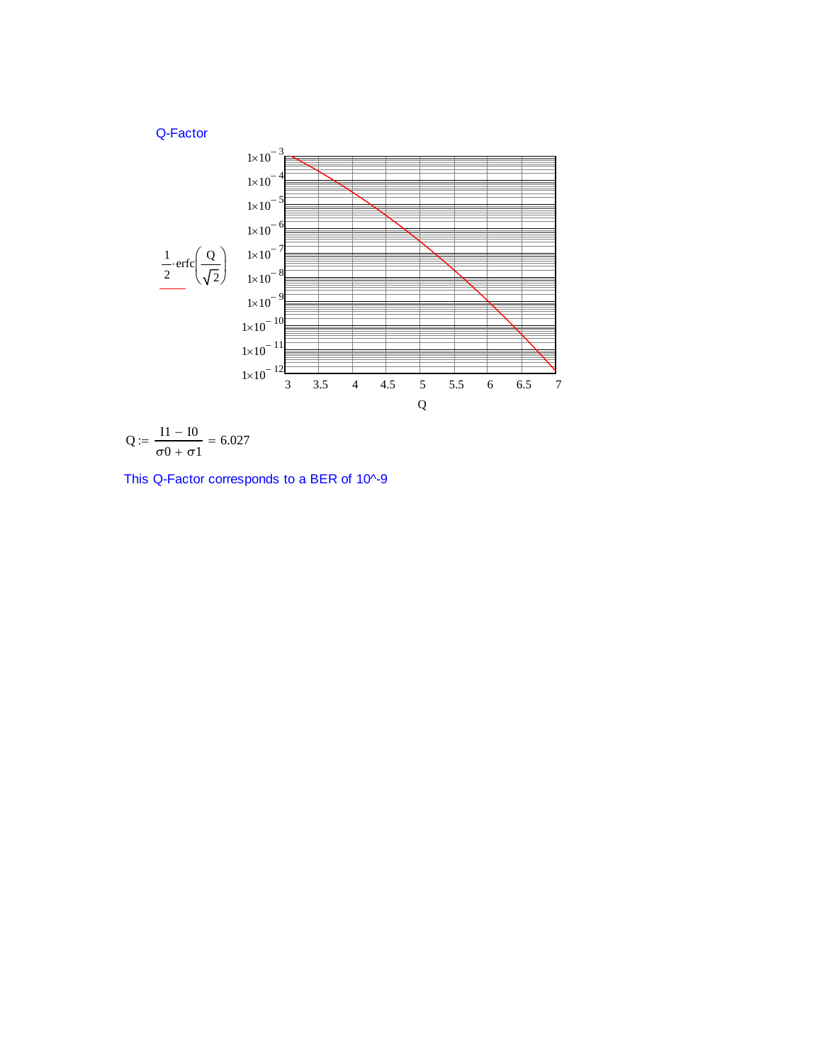Q-Factor

$\frac{1}{2} \cdot \text{erfc}\left(\frac{Q}{\sqrt{2}}\right)$

1×10^−3
1×10^−4
1×10^−5
1×10^−6
1×10^−7
1×10^−8
1×10^−9
1×10^−10
1×10^−11
1×10^−12

3 3.5 4 4.5 5 5.5 6 6.5 7

Q

$$Q := \frac{I1 - I0}{\sigma 0 + \sigma 1} = 6.027$$

This Q-Factor corresponds to a BER of 10^-9